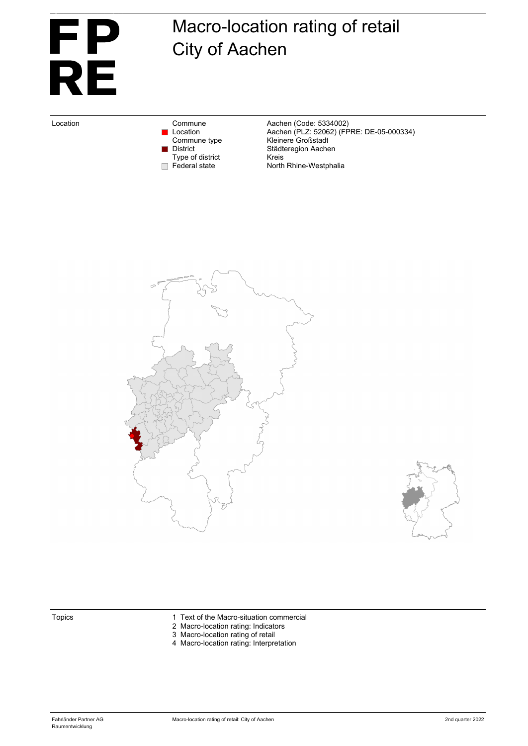# Macro-location rating of retail
# City of Aachen

FP
RE

| Location | | |
|---|---|---|
| | Commune | Aachen (Code: 5334002) |
| | Location | Aachen (PLZ: 52062) (FPRE: DE-05-000334) |
| | Commune type | Kleinere Großstadt |
| | District | Städteregion Aachen |
| | Type of district | Kreis |
| | Federal state | North Rhine-Westphalia |

Topics

1 Text of the Macro-situation commercial
2 Macro-location rating: Indicators
3 Macro-location rating of retail
4 Macro-location rating: Interpretation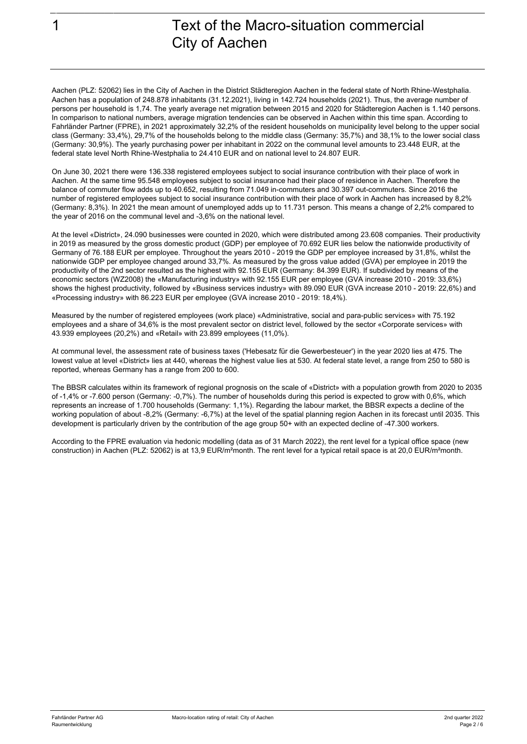# 1 Text of the Macro-situation commercial City of Aachen

Aachen (PLZ: 52062) lies in the City of Aachen in the District Städteregion Aachen in the federal state of North Rhine-Westphalia. Aachen has a population of 248.878 inhabitants (31.12.2021), living in 142.724 households (2021). Thus, the average number of persons per household is 1,74. The yearly average net migration between 2015 and 2020 for Städteregion Aachen is 1.140 persons. In comparison to national numbers, average migration tendencies can be observed in Aachen within this time span. According to Fahrländer Partner (FPRE), in 2021 approximately 32,2% of the resident households on municipality level belong to the upper social class (Germany: 33,4%), 29,7% of the households belong to the middle class (Germany: 35,7%) and 38,1% to the lower social class (Germany: 30,9%). The yearly purchasing power per inhabitant in 2022 on the communal level amounts to 23.448 EUR, at the federal state level North Rhine-Westphalia to 24.410 EUR and on national level to 24.807 EUR.

On June 30, 2021 there were 136.338 registered employees subject to social insurance contribution with their place of work in Aachen. At the same time 95.548 employees subject to social insurance had their place of residence in Aachen. Therefore the balance of commuter flow adds up to 40.652, resulting from 71.049 in-commuters and 30.397 out-commuters. Since 2016 the number of registered employees subject to social insurance contribution with their place of work in Aachen has increased by 8,2% (Germany: 8,3%). In 2021 the mean amount of unemployed adds up to 11.731 person. This means a change of 2,2% compared to the year of 2016 on the communal level and -3,6% on the national level.

At the level «District», 24.090 businesses were counted in 2020, which were distributed among 23.608 companies. Their productivity in 2019 as measured by the gross domestic product (GDP) per employee of 70.692 EUR lies below the nationwide productivity of Germany of 76.188 EUR per employee. Throughout the years 2010 - 2019 the GDP per employee increased by 31,8%, whilst the nationwide GDP per employee changed around 33,7%. As measured by the gross value added (GVA) per employee in 2019 the productivity of the 2nd sector resulted as the highest with 92.155 EUR (Germany: 84.399 EUR). If subdivided by means of the economic sectors (WZ2008) the «Manufacturing industry» with 92.155 EUR per employee (GVA increase 2010 - 2019: 33,6%) shows the highest productivity, followed by «Business services industry» with 89.090 EUR (GVA increase 2010 - 2019: 22,6%) and «Processing industry» with 86.223 EUR per employee (GVA increase 2010 - 2019: 18,4%).

Measured by the number of registered employees (work place) «Administrative, social and para-public services» with 75.192 employees and a share of 34,6% is the most prevalent sector on district level, followed by the sector «Corporate services» with 43.939 employees (20,2%) and «Retail» with 23.899 employees (11,0%).

At communal level, the assessment rate of business taxes ('Hebesatz für die Gewerbesteuer') in the year 2020 lies at 475. The lowest value at level «District» lies at 440, whereas the highest value lies at 530. At federal state level, a range from 250 to 580 is reported, whereas Germany has a range from 200 to 600.

The BBSR calculates within its framework of regional prognosis on the scale of «District» with a population growth from 2020 to 2035 of -1,4% or -7.600 person (Germany: -0,7%). The number of households during this period is expected to grow with 0,6%, which represents an increase of 1.700 households (Germany: 1,1%). Regarding the labour market, the BBSR expects a decline of the working population of about -8,2% (Germany: -6,7%) at the level of the spatial planning region Aachen in its forecast until 2035. This development is particularly driven by the contribution of the age group 50+ with an expected decline of -47.300 workers.

According to the FPRE evaluation via hedonic modelling (data as of 31 March 2022), the rent level for a typical office space (new construction) in Aachen (PLZ: 52062) is at 13,9 EUR/m²month. The rent level for a typical retail space is at 20,0 EUR/m²month.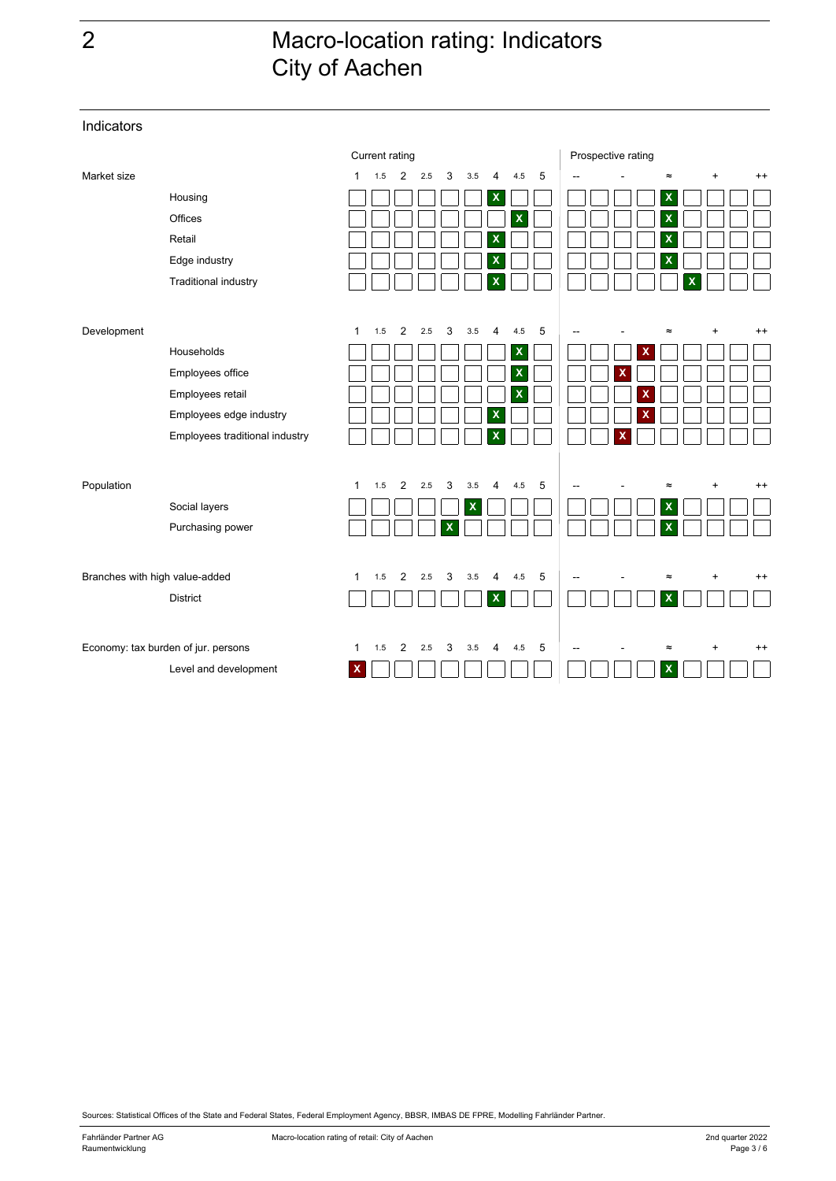# 2 Macro-location rating: Indicators City of Aachen

## Indicators

| | Current rating | | | | | | | | | Prospective rating | | | | | | | | |
|---|---|---|---|---|---|---|---|---|---|---|---|---|---|---|---|---|---|---|
| **Market size** | 1 | 1.5 | 2 | 2.5 | 3 | 3.5 | 4 | 4.5 | 5 | -- | | - | | ≈ | | + | | ++ |
| Housing | | | | | | | X | | | | | | | X | | | | |
| Offices | | | | | | | | X | | | | | | X | | | | |
| Retail | | | | | | | X | | | | | | | X | | | | |
| Edge industry | | | | | | | X | | | | | | | X | | | | |
| Traditional industry | | | | | | | X | | | | | | | | X | | | |
| **Development** | 1 | 1.5 | 2 | 2.5 | 3 | 3.5 | 4 | 4.5 | 5 | -- | | - | | ≈ | | + | | ++ |
| Households | | | | | | | | X | | | | | X | | | | | |
| Employees office | | | | | | | | X | | | | X | | | | | | |
| Employees retail | | | | | | | | X | | | | | X | | | | | |
| Employees edge industry | | | | | | | X | | | | | | X | | | | | |
| Employees traditional industry | | | | | | | X | | | | | X | | | | | | |
| **Population** | 1 | 1.5 | 2 | 2.5 | 3 | 3.5 | 4 | 4.5 | 5 | -- | | - | | ≈ | | + | | ++ |
| Social layers | | | | | | X | | | | | | | | X | | | | |
| Purchasing power | | | | | X | | | | | | | | | X | | | | |
| **Branches with high value-added** | 1 | 1.5 | 2 | 2.5 | 3 | 3.5 | 4 | 4.5 | 5 | -- | | - | | ≈ | | + | | ++ |
| District | | | | | | | X | | | | | | | X | | | | |
| **Economy: tax burden of jur. persons** | 1 | 1.5 | 2 | 2.5 | 3 | 3.5 | 4 | 4.5 | 5 | -- | | - | | ≈ | | + | | ++ |
| Level and development | X | | | | | | | | | | | | | X | | | | |

Sources: Statistical Offices of the State and Federal States, Federal Employment Agency, BBSR, IMBAS DE FPRE, Modelling Fahrländer Partner.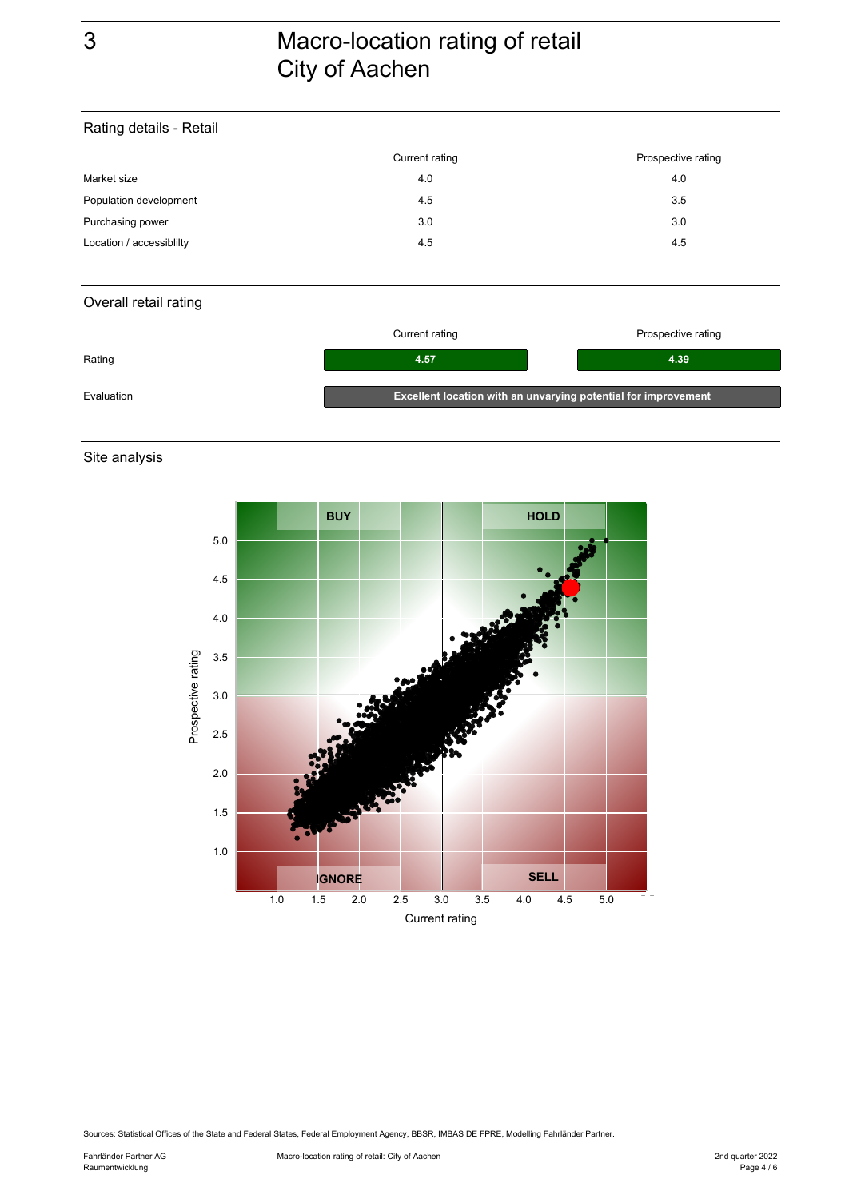# 3 Macro-location rating of retail City of Aachen

## Rating details - Retail

| | Current rating | Prospective rating |
|---|---|---|
| Market size | 4.0 | 4.0 |
| Population development | 4.5 | 3.5 |
| Purchasing power | 3.0 | 3.0 |
| Location / accessiblilty | 4.5 | 4.5 |

## Overall retail rating

| | Current rating | Prospective rating |
|---|---|---|
| Rating | **4.57** | **4.39** |
| Evaluation | **Excellent location with an unvarying potential for improvement** | |

## Site analysis

Sources: Statistical Offices of the State and Federal States, Federal Employment Agency, BBSR, IMBAS DE FPRE, Modelling Fahrländer Partner.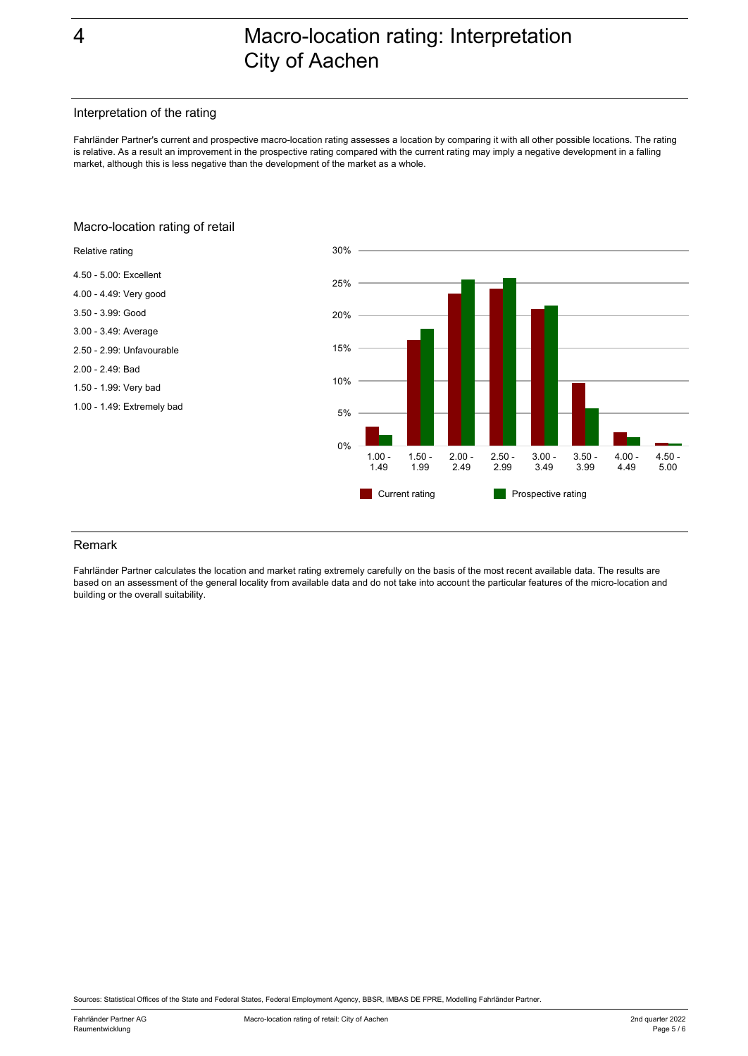# 4 Macro-location rating: Interpretation City of Aachen

## Interpretation of the rating

Fahrländer Partner's current and prospective macro-location rating assesses a location by comparing it with all other possible locations. The rating is relative. As a result an improvement in the prospective rating compared with the current rating may imply a negative development in a falling market, although this is less negative than the development of the market as a whole.

## Macro-location rating of retail

Relative rating

- 4.50 - 5.00: Excellent
- 4.00 - 4.49: Very good
- 3.50 - 3.99: Good
- 3.00 - 3.49: Average
- 2.50 - 2.99: Unfavourable
- 2.00 - 2.49: Bad
- 1.50 - 1.99: Very bad
- 1.00 - 1.49: Extremely bad

## Remark

Fahrländer Partner calculates the location and market rating extremely carefully on the basis of the most recent available data. The results are based on an assessment of the general locality from available data and do not take into account the particular features of the micro-location and building or the overall suitability.

Sources: Statistical Offices of the State and Federal States, Federal Employment Agency, BBSR, IMBAS DE FPRE, Modelling Fahrländer Partner.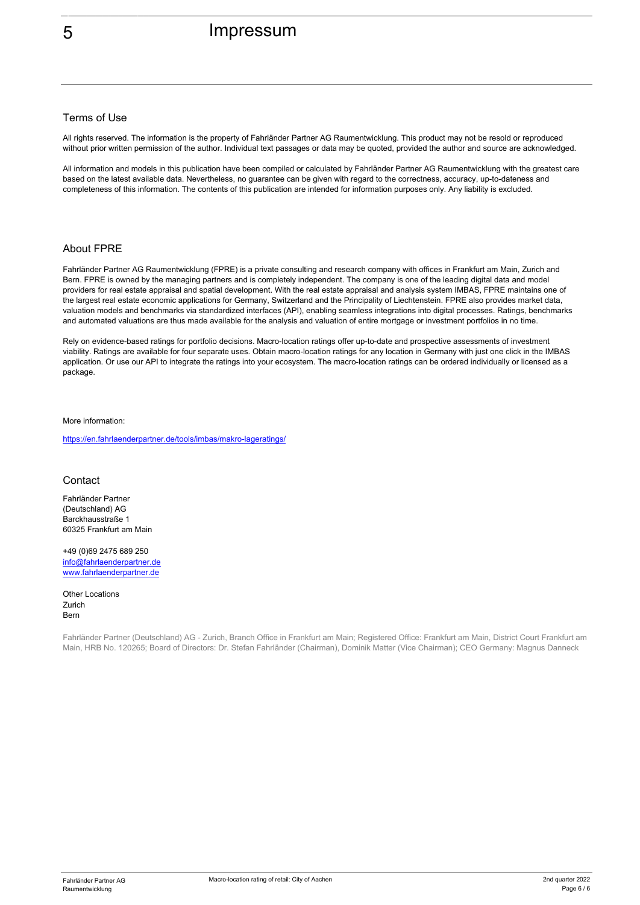# 5 Impressum

## Terms of Use

All rights reserved. The information is the property of Fahrländer Partner AG Raumentwicklung. This product may not be resold or reproduced without prior written permission of the author. Individual text passages or data may be quoted, provided the author and source are acknowledged.

All information and models in this publication have been compiled or calculated by Fahrländer Partner AG Raumentwicklung with the greatest care based on the latest available data. Nevertheless, no guarantee can be given with regard to the correctness, accuracy, up-to-dateness and completeness of this information. The contents of this publication are intended for information purposes only. Any liability is excluded.

## About FPRE

Fahrländer Partner AG Raumentwicklung (FPRE) is a private consulting and research company with offices in Frankfurt am Main, Zurich and Bern. FPRE is owned by the managing partners and is completely independent. The company is one of the leading digital data and model providers for real estate appraisal and spatial development. With the real estate appraisal and analysis system IMBAS, FPRE maintains one of the largest real estate economic applications for Germany, Switzerland and the Principality of Liechtenstein. FPRE also provides market data, valuation models and benchmarks via standardized interfaces (API), enabling seamless integrations into digital processes. Ratings, benchmarks and automated valuations are thus made available for the analysis and valuation of entire mortgage or investment portfolios in no time.

Rely on evidence-based ratings for portfolio decisions. Macro-location ratings offer up-to-date and prospective assessments of investment viability. Ratings are available for four separate uses. Obtain macro-location ratings for any location in Germany with just one click in the IMBAS application. Or use our API to integrate the ratings into your ecosystem. The macro-location ratings can be ordered individually or licensed as a package.

More information:

https://en.fahrlaenderpartner.de/tools/imbas/makro-lageratings/

## Contact

Fahrländer Partner
(Deutschland) AG
Barckhausstraße 1
60325 Frankfurt am Main

+49 (0)69 2475 689 250
info@fahrlaenderpartner.de
www.fahrlaenderpartner.de

Other Locations
Zurich
Bern

Fahrländer Partner (Deutschland) AG - Zurich, Branch Office in Frankfurt am Main; Registered Office: Frankfurt am Main, District Court Frankfurt am Main, HRB No. 120265; Board of Directors: Dr. Stefan Fahrländer (Chairman), Dominik Matter (Vice Chairman); CEO Germany: Magnus Danneck